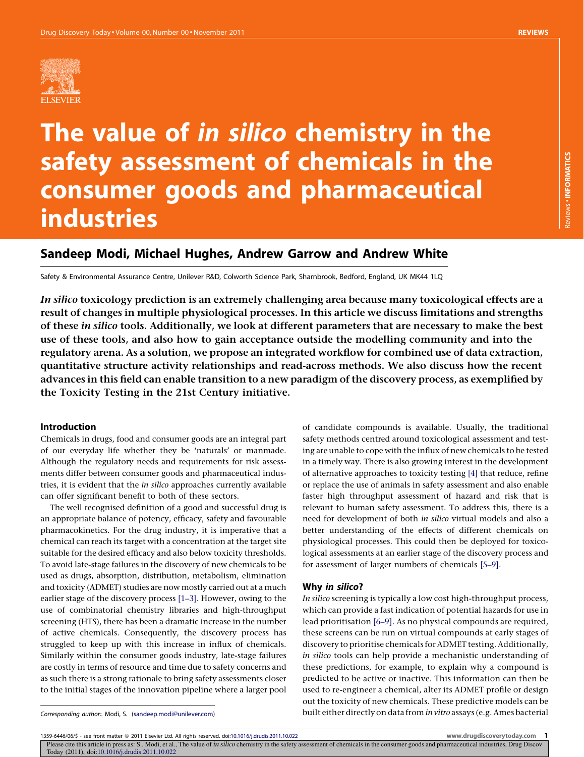# The value of *in silico* chemistry in the safety assessment of chemicals in the consumer goods and pharmaceutical industries

## Sandeep Modi, Michael Hughes, Andrew Garrow and Andrew White

Safety & Environmental Assurance Centre, Unilever R&D, Colworth Science Park, Sharnbrook, Bedford, England, UK MK44 1LQ

***In silico* toxicology prediction is an extremely challenging area because many toxicological effects are a result of changes in multiple physiological processes. In this article we discuss limitations and strengths of these *in silico* tools. Additionally, we look at different parameters that are necessary to make the best use of these tools, and also how to gain acceptance outside the modelling community and into the regulatory arena. As a solution, we propose an integrated workflow for combined use of data extraction, quantitative structure activity relationships and read-across methods. We also discuss how the recent advances in this field can enable transition to a new paradigm of the discovery process, as exemplified by the Toxicity Testing in the 21st Century initiative.**

### Introduction

Chemicals in drugs, food and consumer goods are an integral part of our everyday life whether they be 'naturals' or manmade. Although the regulatory needs and requirements for risk assessments differ between consumer goods and pharmaceutical industries, it is evident that the *in silico* approaches currently available can offer significant benefit to both of these sectors.

The well recognised definition of a good and successful drug is an appropriate balance of potency, efficacy, safety and favourable pharmacokinetics. For the drug industry, it is imperative that a chemical can reach its target with a concentration at the target site suitable for the desired efficacy and also below toxicity thresholds. To avoid late-stage failures in the discovery of new chemicals to be used as drugs, absorption, distribution, metabolism, elimination and toxicity (ADMET) studies are now mostly carried out at a much earlier stage of the discovery process [1–3]. However, owing to the use of combinatorial chemistry libraries and high-throughput screening (HTS), there has been a dramatic increase in the number of active chemicals. Consequently, the discovery process has struggled to keep up with this increase in influx of chemicals. Similarly within the consumer goods industry, late-stage failures are costly in terms of resource and time due to safety concerns and as such there is a strong rationale to bring safety assessments closer to the initial stages of the innovation pipeline where a larger pool of candidate compounds is available. Usually, the traditional safety methods centred around toxicological assessment and testing are unable to cope with the influx of new chemicals to be tested in a timely way. There is also growing interest in the development of alternative approaches to toxicity testing [4] that reduce, refine or replace the use of animals in safety assessment and also enable faster high throughput assessment of hazard and risk that is relevant to human safety assessment. To address this, there is a need for development of both *in silico* virtual models and also a better understanding of the effects of different chemicals on physiological processes. This could then be deployed for toxicological assessments at an earlier stage of the discovery process and for assessment of larger numbers of chemicals [5–9].

### Why *in silico*?

*In silico* screening is typically a low cost high-throughput process, which can provide a fast indication of potential hazards for use in lead prioritisation [6–9]. As no physical compounds are required, these screens can be run on virtual compounds at early stages of discovery to prioritise chemicals for ADMET testing. Additionally, *in silico* tools can help provide a mechanistic understanding of these predictions, for example, to explain why a compound is predicted to be active or inactive. This information can then be used to re-engineer a chemical, alter its ADMET profile or design out the toxicity of new chemicals. These predictive models can be built either directly on data from *in vitro* assays (e.g. Ames bacterial

Corresponding author:. Modi, S. (sandeep.modi@unilever.com)

1359-6446/06/$ - see front matter © 2011 Elsevier Ltd. All rights reserved. doi:10.1016/j.drudis.2011.10.022

Please cite this article in press as: S.. Modi, et al., The value of *in silico* chemistry in the safety assessment of chemicals in the consumer goods and pharmaceutical industries, Drug Discov Today (2011), doi:10.1016/j.drudis.2011.10.022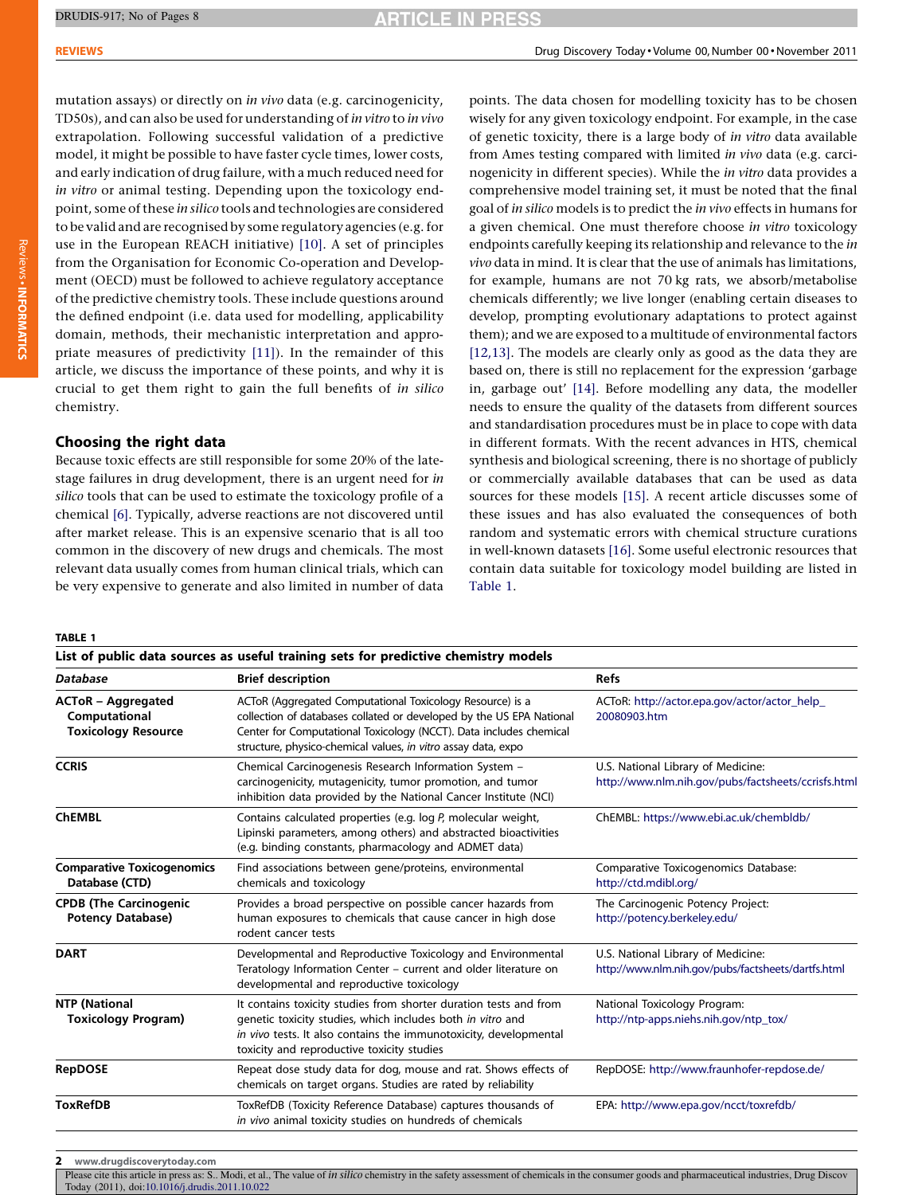mutation assays) or directly on *in vivo* data (e.g. carcinogenicity, TD50s), and can also be used for understanding of *in vitro* to *in vivo* extrapolation. Following successful validation of a predictive model, it might be possible to have faster cycle times, lower costs, and early indication of drug failure, with a much reduced need for *in vitro* or animal testing. Depending upon the toxicology endpoint, some of these *in silico* tools and technologies are considered to be valid and are recognised by some regulatory agencies (e.g. for use in the European REACH initiative) [10]. A set of principles from the Organisation for Economic Co-operation and Development (OECD) must be followed to achieve regulatory acceptance of the predictive chemistry tools. These include questions around the defined endpoint (i.e. data used for modelling, applicability domain, methods, their mechanistic interpretation and appropriate measures of predictivity [11]). In the remainder of this article, we discuss the importance of these points, and why it is crucial to get them right to gain the full benefits of *in silico* chemistry.

## Choosing the right data

Because toxic effects are still responsible for some 20% of the late-stage failures in drug development, there is an urgent need for *in silico* tools that can be used to estimate the toxicology profile of a chemical [6]. Typically, adverse reactions are not discovered until after market release. This is an expensive scenario that is all too common in the discovery of new drugs and chemicals. The most relevant data usually comes from human clinical trials, which can be very expensive to generate and also limited in number of data points. The data chosen for modelling toxicity has to be chosen wisely for any given toxicology endpoint. For example, in the case of genetic toxicity, there is a large body of *in vitro* data available from Ames testing compared with limited *in vivo* data (e.g. carcinogenicity in different species). While the *in vitro* data provides a comprehensive model training set, it must be noted that the final goal of *in silico* models is to predict the *in vivo* effects in humans for a given chemical. One must therefore choose *in vitro* toxicology endpoints carefully keeping its relationship and relevance to the *in vivo* data in mind. It is clear that the use of animals has limitations, for example, humans are not 70 kg rats, we absorb/metabolise chemicals differently; we live longer (enabling certain diseases to develop, prompting evolutionary adaptations to protect against them); and we are exposed to a multitude of environmental factors [12,13]. The models are clearly only as good as the data they are based on, there is still no replacement for the expression 'garbage in, garbage out' [14]. Before modelling any data, the modeller needs to ensure the quality of the datasets from different sources and standardisation procedures must be in place to cope with data in different formats. With the recent advances in HTS, chemical synthesis and biological screening, there is no shortage of publicly or commercially available databases that can be used as data sources for these models [15]. A recent article discusses some of these issues and has also evaluated the consequences of both random and systematic errors with chemical structure curations in well-known datasets [16]. Some useful electronic resources that contain data suitable for toxicology model building are listed in Table 1.

**TABLE 1**

**List of public data sources as useful training sets for predictive chemistry models**

| Database | Brief description | Refs |
|---|---|---|
| **ACToR – Aggregated Computational Toxicology Resource** | ACToR (Aggregated Computational Toxicology Resource) is a collection of databases collated or developed by the US EPA National Center for Computational Toxicology (NCCT). Data includes chemical structure, physico-chemical values, *in vitro* assay data, expo | ACToR: http://actor.epa.gov/actor/actor_help_20080903.htm |
| **CCRIS** | Chemical Carcinogenesis Research Information System – carcinogenicity, mutagenicity, tumor promotion, and tumor inhibition data provided by the National Cancer Institute (NCI) | U.S. National Library of Medicine: http://www.nlm.nih.gov/pubs/factsheets/ccrisfs.html |
| **ChEMBL** | Contains calculated properties (e.g. log *P*, molecular weight, Lipinski parameters, among others) and abstracted bioactivities (e.g. binding constants, pharmacology and ADMET data) | ChEMBL: https://www.ebi.ac.uk/chembldb/ |
| **Comparative Toxicogenomics Database (CTD)** | Find associations between gene/proteins, environmental chemicals and toxicology | Comparative Toxicogenomics Database: http://ctd.mdibl.org/ |
| **CPDB (The Carcinogenic Potency Database)** | Provides a broad perspective on possible cancer hazards from human exposures to chemicals that cause cancer in high dose rodent cancer tests | The Carcinogenic Potency Project: http://potency.berkeley.edu/ |
| **DART** | Developmental and Reproductive Toxicology and Environmental Teratology Information Center – current and older literature on developmental and reproductive toxicology | U.S. National Library of Medicine: http://www.nlm.nih.gov/pubs/factsheets/dartfs.html |
| **NTP (National Toxicology Program)** | It contains toxicity studies from shorter duration tests and from genetic toxicity studies, which includes both *in vitro* and *in vivo* tests. It also contains the immunotoxicity, developmental toxicity and reproductive toxicity studies | National Toxicology Program: http://ntp-apps.niehs.nih.gov/ntp_tox/ |
| **RepDOSE** | Repeat dose study data for dog, mouse and rat. Shows effects of chemicals on target organs. Studies are rated by reliability | RepDOSE: http://www.fraunhofer-repdose.de/ |
| **ToxRefDB** | ToxRefDB (Toxicity Reference Database) captures thousands of *in vivo* animal toxicity studies on hundreds of chemicals | EPA: http://www.epa.gov/ncct/toxrefdb/ |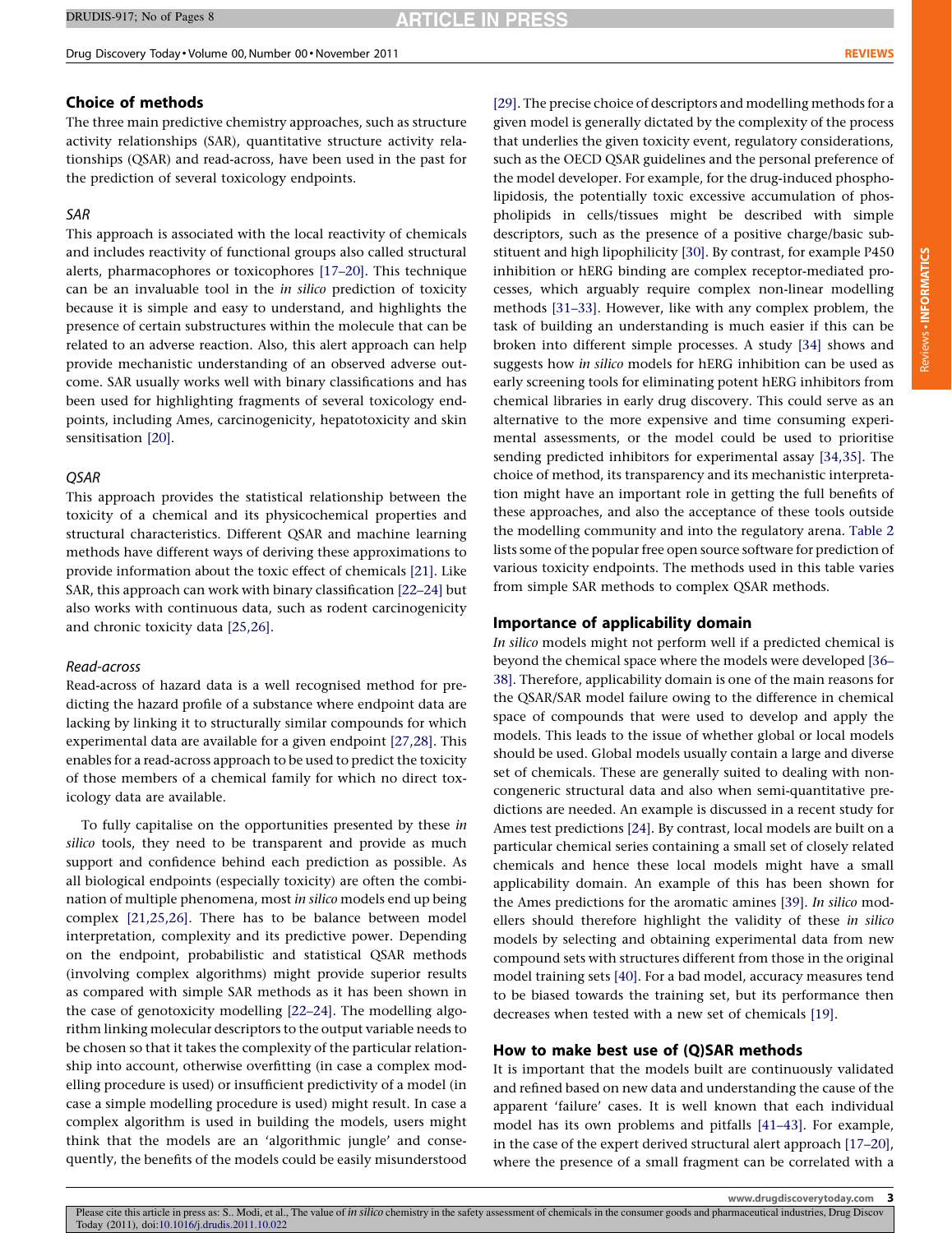## Choice of methods

The three main predictive chemistry approaches, such as structure activity relationships (SAR), quantitative structure activity relationships (QSAR) and read-across, have been used in the past for the prediction of several toxicology endpoints.

### *SAR*

This approach is associated with the local reactivity of chemicals and includes reactivity of functional groups also called structural alerts, pharmacophores or toxicophores [17–20]. This technique can be an invaluable tool in the *in silico* prediction of toxicity because it is simple and easy to understand, and highlights the presence of certain substructures within the molecule that can be related to an adverse reaction. Also, this alert approach can help provide mechanistic understanding of an observed adverse outcome. SAR usually works well with binary classifications and has been used for highlighting fragments of several toxicology endpoints, including Ames, carcinogenicity, hepatotoxicity and skin sensitisation [20].

### *QSAR*

This approach provides the statistical relationship between the toxicity of a chemical and its physicochemical properties and structural characteristics. Different QSAR and machine learning methods have different ways of deriving these approximations to provide information about the toxic effect of chemicals [21]. Like SAR, this approach can work with binary classification [22–24] but also works with continuous data, such as rodent carcinogenicity and chronic toxicity data [25,26].

### *Read-across*

Read-across of hazard data is a well recognised method for predicting the hazard profile of a substance where endpoint data are lacking by linking it to structurally similar compounds for which experimental data are available for a given endpoint [27,28]. This enables for a read-across approach to be used to predict the toxicity of those members of a chemical family for which no direct toxicology data are available.

To fully capitalise on the opportunities presented by these *in silico* tools, they need to be transparent and provide as much support and confidence behind each prediction as possible. As all biological endpoints (especially toxicity) are often the combination of multiple phenomena, most *in silico* models end up being complex [21,25,26]. There has to be balance between model interpretation, complexity and its predictive power. Depending on the endpoint, probabilistic and statistical QSAR methods (involving complex algorithms) might provide superior results as compared with simple SAR methods as it has been shown in the case of genotoxicity modelling [22–24]. The modelling algorithm linking molecular descriptors to the output variable needs to be chosen so that it takes the complexity of the particular relationship into account, otherwise overfitting (in case a complex modelling procedure is used) or insufficient predictivity of a model (in case a simple modelling procedure is used) might result. In case a complex algorithm is used in building the models, users might think that the models are an 'algorithmic jungle' and consequently, the benefits of the models could be easily misunderstood [29]. The precise choice of descriptors and modelling methods for a given model is generally dictated by the complexity of the process that underlies the given toxicity event, regulatory considerations, such as the OECD QSAR guidelines and the personal preference of the model developer. For example, for the drug-induced phospholipidosis, the potentially toxic excessive accumulation of phospholipids in cells/tissues might be described with simple descriptors, such as the presence of a positive charge/basic substituent and high lipophilicity [30]. By contrast, for example P450 inhibition or hERG binding are complex receptor-mediated processes, which arguably require complex non-linear modelling methods [31–33]. However, like with any complex problem, the task of building an understanding is much easier if this can be broken into different simple processes. A study [34] shows and suggests how *in silico* models for hERG inhibition can be used as early screening tools for eliminating potent hERG inhibitors from chemical libraries in early drug discovery. This could serve as an alternative to the more expensive and time consuming experimental assessments, or the model could be used to prioritise sending predicted inhibitors for experimental assay [34,35]. The choice of method, its transparency and its mechanistic interpretation might have an important role in getting the full benefits of these approaches, and also the acceptance of these tools outside the modelling community and into the regulatory arena. Table 2 lists some of the popular free open source software for prediction of various toxicity endpoints. The methods used in this table varies from simple SAR methods to complex QSAR methods.

## Importance of applicability domain

*In silico* models might not perform well if a predicted chemical is beyond the chemical space where the models were developed [36–38]. Therefore, applicability domain is one of the main reasons for the QSAR/SAR model failure owing to the difference in chemical space of compounds that were used to develop and apply the models. This leads to the issue of whether global or local models should be used. Global models usually contain a large and diverse set of chemicals. These are generally suited to dealing with non-congeneric structural data and also when semi-quantitative predictions are needed. An example is discussed in a recent study for Ames test predictions [24]. By contrast, local models are built on a particular chemical series containing a small set of closely related chemicals and hence these local models might have a small applicability domain. An example of this has been shown for the Ames predictions for the aromatic amines [39]. *In silico* modellers should therefore highlight the validity of these *in silico* models by selecting and obtaining experimental data from new compound sets with structures different from those in the original model training sets [40]. For a bad model, accuracy measures tend to be biased towards the training set, but its performance then decreases when tested with a new set of chemicals [19].

## How to make best use of (Q)SAR methods

It is important that the models built are continuously validated and refined based on new data and understanding the cause of the apparent 'failure' cases. It is well known that each individual model has its own problems and pitfalls [41–43]. For example, in the case of the expert derived structural alert approach [17–20], where the presence of a small fragment can be correlated with a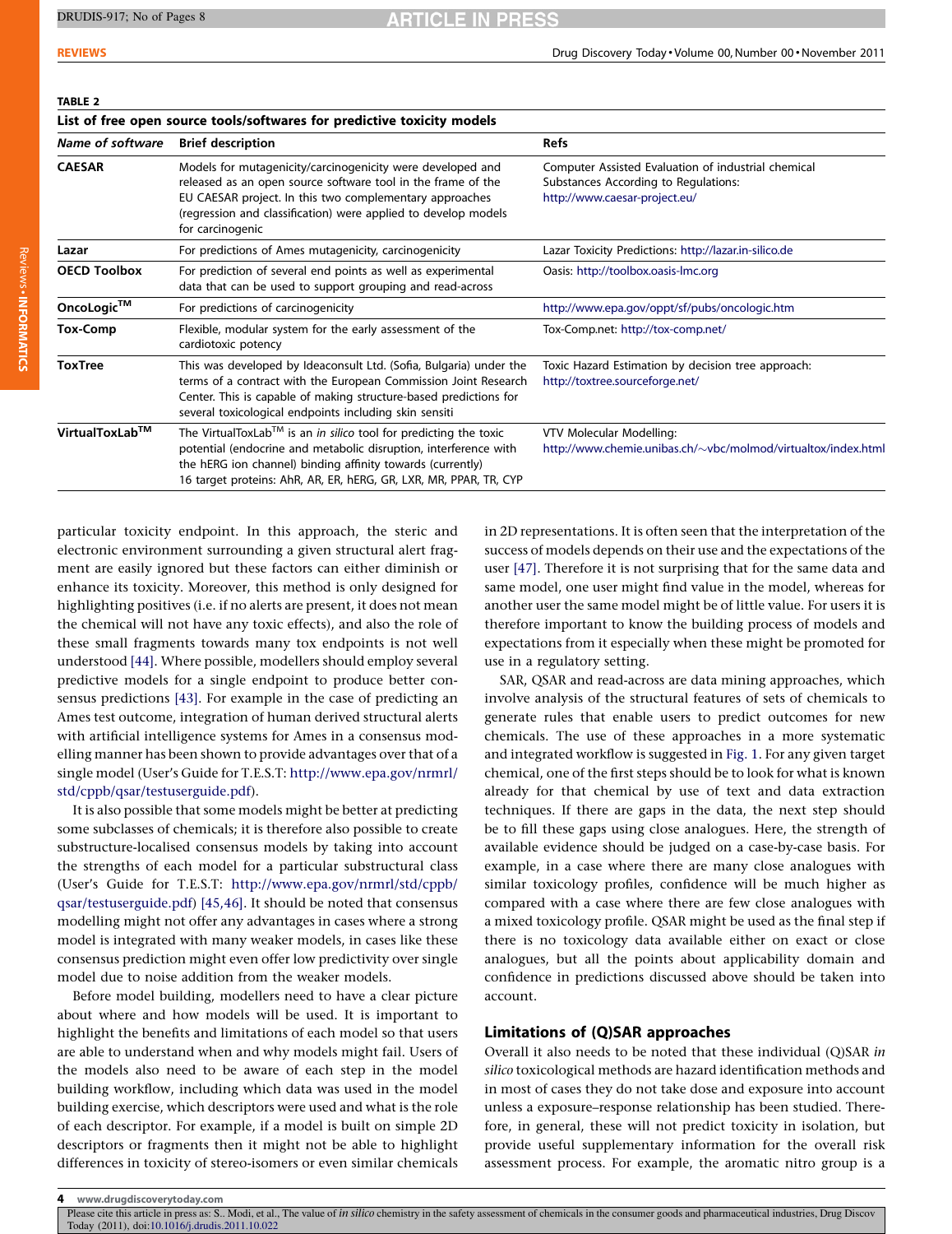**TABLE 2**

**List of free open source tools/softwares for predictive toxicity models**

| *Name of software* | Brief description | Refs |
|---|---|---|
| **CAESAR** | Models for mutagenicity/carcinogenicity were developed and released as an open source software tool in the frame of the EU CAESAR project. In this two complementary approaches (regression and classification) were applied to develop models for carcinogenic | Computer Assisted Evaluation of industrial chemical Substances According to Regulations: http://www.caesar-project.eu/ |
| **Lazar** | For predictions of Ames mutagenicity, carcinogenicity | Lazar Toxicity Predictions: http://lazar.in-silico.de |
| **OECD Toolbox** | For prediction of several end points as well as experimental data that can be used to support grouping and read-across | Oasis: http://toolbox.oasis-lmc.org |
| **OncoLogic™** | For predictions of carcinogenicity | http://www.epa.gov/oppt/sf/pubs/oncologic.htm |
| **Tox-Comp** | Flexible, modular system for the early assessment of the cardiotoxic potency | Tox-Comp.net: http://tox-comp.net/ |
| **ToxTree** | This was developed by Ideaconsult Ltd. (Sofia, Bulgaria) under the terms of a contract with the European Commission Joint Research Center. This is capable of making structure-based predictions for several toxicological endpoints including skin sensiti | Toxic Hazard Estimation by decision tree approach: http://toxtree.sourceforge.net/ |
| **VirtualToxLab™** | The VirtualToxLab™ is an *in silico* tool for predicting the toxic potential (endocrine and metabolic disruption, interference with the hERG ion channel) binding affinity towards (currently) 16 target proteins: AhR, AR, ER, hERG, GR, LXR, MR, PPAR, TR, CYP | VTV Molecular Modelling: http://www.chemie.unibas.ch/~vbc/molmod/virtualtox/index.html |

particular toxicity endpoint. In this approach, the steric and electronic environment surrounding a given structural alert fragment are easily ignored but these factors can either diminish or enhance its toxicity. Moreover, this method is only designed for highlighting positives (i.e. if no alerts are present, it does not mean the chemical will not have any toxic effects), and also the role of these small fragments towards many tox endpoints is not well understood [44]. Where possible, modellers should employ several predictive models for a single endpoint to produce better consensus predictions [43]. For example in the case of predicting an Ames test outcome, integration of human derived structural alerts with artificial intelligence systems for Ames in a consensus modelling manner has been shown to provide advantages over that of a single model (User's Guide for T.E.S.T: http://www.epa.gov/nrmrl/std/cppb/qsar/testuserguide.pdf).

It is also possible that some models might be better at predicting some subclasses of chemicals; it is therefore also possible to create substructure-localised consensus models by taking into account the strengths of each model for a particular substructural class (User's Guide for T.E.S.T: http://www.epa.gov/nrmrl/std/cppb/qsar/testuserguide.pdf) [45,46]. It should be noted that consensus modelling might not offer any advantages in cases where a strong model is integrated with many weaker models, in cases like these consensus prediction might even offer low predictivity over single model due to noise addition from the weaker models.

Before model building, modellers need to have a clear picture about where and how models will be used. It is important to highlight the benefits and limitations of each model so that users are able to understand when and why models might fail. Users of the models also need to be aware of each step in the model building workflow, including which data was used in the model building exercise, which descriptors were used and what is the role of each descriptor. For example, if a model is built on simple 2D descriptors or fragments then it might not be able to highlight differences in toxicity of stereo-isomers or even similar chemicals in 2D representations. It is often seen that the interpretation of the success of models depends on their use and the expectations of the user [47]. Therefore it is not surprising that for the same data and same model, one user might find value in the model, whereas for another user the same model might be of little value. For users it is therefore important to know the building process of models and expectations from it especially when these might be promoted for use in a regulatory setting.

SAR, QSAR and read-across are data mining approaches, which involve analysis of the structural features of sets of chemicals to generate rules that enable users to predict outcomes for new chemicals. The use of these approaches in a more systematic and integrated workflow is suggested in Fig. 1. For any given target chemical, one of the first steps should be to look for what is known already for that chemical by use of text and data extraction techniques. If there are gaps in the data, the next step should be to fill these gaps using close analogues. Here, the strength of available evidence should be judged on a case-by-case basis. For example, in a case where there are many close analogues with similar toxicology profiles, confidence will be much higher as compared with a case where there are few close analogues with a mixed toxicology profile. QSAR might be used as the final step if there is no toxicology data available either on exact or close analogues, but all the points about applicability domain and confidence in predictions discussed above should be taken into account.

## Limitations of (Q)SAR approaches

Overall it also needs to be noted that these individual (Q)SAR *in silico* toxicological methods are hazard identification methods and in most of cases they do not take dose and exposure into account unless a exposure–response relationship has been studied. Therefore, in general, these will not predict toxicity in isolation, but provide useful supplementary information for the overall risk assessment process. For example, the aromatic nitro group is a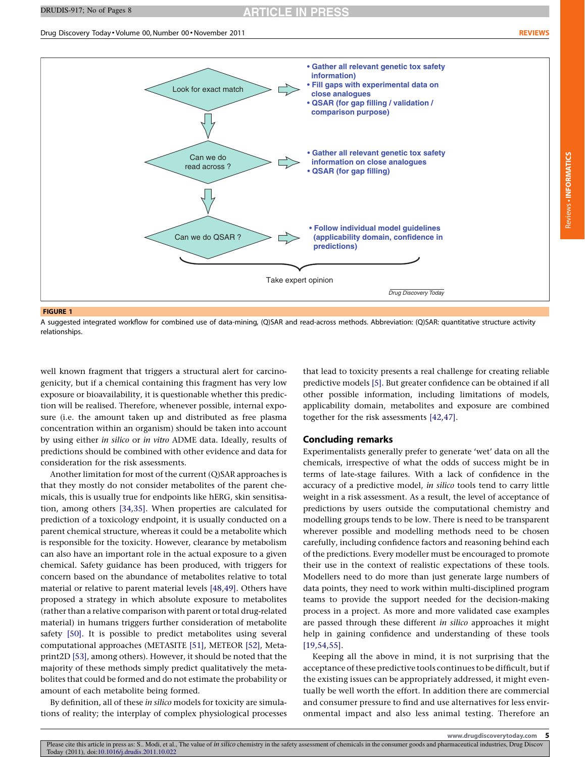Look for exact match

- Gather all relevant genetic tox safety information)
- Fill gaps with experimental data on close analogues
- QSAR (for gap filling / validation / comparison purpose)

Can we do read across ?

- Gather all relevant genetic tox safety information on close analogues
- QSAR (for gap filling)

Can we do QSAR ?

- Follow individual model guidelines (applicability domain, confidence in predictions)

Take expert opinion

**FIGURE 1**

A suggested integrated workflow for combined use of data-mining, (Q)SAR and read-across methods. Abbreviation: (Q)SAR: quantitative structure activity relationships.

well known fragment that triggers a structural alert for carcinogenicity, but if a chemical containing this fragment has very low exposure or bioavailability, it is questionable whether this prediction will be realised. Therefore, whenever possible, internal exposure (i.e. the amount taken up and distributed as free plasma concentration within an organism) should be taken into account by using either *in silico* or *in vitro* ADME data. Ideally, results of predictions should be combined with other evidence and data for consideration for the risk assessments.

Another limitation for most of the current (Q)SAR approaches is that they mostly do not consider metabolites of the parent chemicals, this is usually true for endpoints like hERG, skin sensitisation, among others [34,35]. When properties are calculated for prediction of a toxicology endpoint, it is usually conducted on a parent chemical structure, whereas it could be a metabolite which is responsible for the toxicity. However, clearance by metabolism can also have an important role in the actual exposure to a given chemical. Safety guidance has been produced, with triggers for concern based on the abundance of metabolites relative to total material or relative to parent material levels [48,49]. Others have proposed a strategy in which absolute exposure to metabolites (rather than a relative comparison with parent or total drug-related material) in humans triggers further consideration of metabolite safety [50]. It is possible to predict metabolites using several computational approaches (METASITE [51], METEOR [52], Metaprint2D [53], among others). However, it should be noted that the majority of these methods simply predict qualitatively the metabolites that could be formed and do not estimate the probability or amount of each metabolite being formed.

By definition, all of these *in silico* models for toxicity are simulations of reality; the interplay of complex physiological processes that lead to toxicity presents a real challenge for creating reliable predictive models [5]. But greater confidence can be obtained if all other possible information, including limitations of models, applicability domain, metabolites and exposure are combined together for the risk assessments [42,47].

## Concluding remarks

Experimentalists generally prefer to generate 'wet' data on all the chemicals, irrespective of what the odds of success might be in terms of late-stage failures. With a lack of confidence in the accuracy of a predictive model, *in silico* tools tend to carry little weight in a risk assessment. As a result, the level of acceptance of predictions by users outside the computational chemistry and modelling groups tends to be low. There is need to be transparent wherever possible and modelling methods need to be chosen carefully, including confidence factors and reasoning behind each of the predictions. Every modeller must be encouraged to promote their use in the context of realistic expectations of these tools. Modellers need to do more than just generate large numbers of data points, they need to work within multi-disciplined program teams to provide the support needed for the decision-making process in a project. As more and more validated case examples are passed through these different *in silico* approaches it might help in gaining confidence and understanding of these tools [19,54,55].

Keeping all the above in mind, it is not surprising that the acceptance of these predictive tools continues to be difficult, but if the existing issues can be appropriately addressed, it might eventually be well worth the effort. In addition there are commercial and consumer pressure to find and use alternatives for less environmental impact and also less animal testing. Therefore an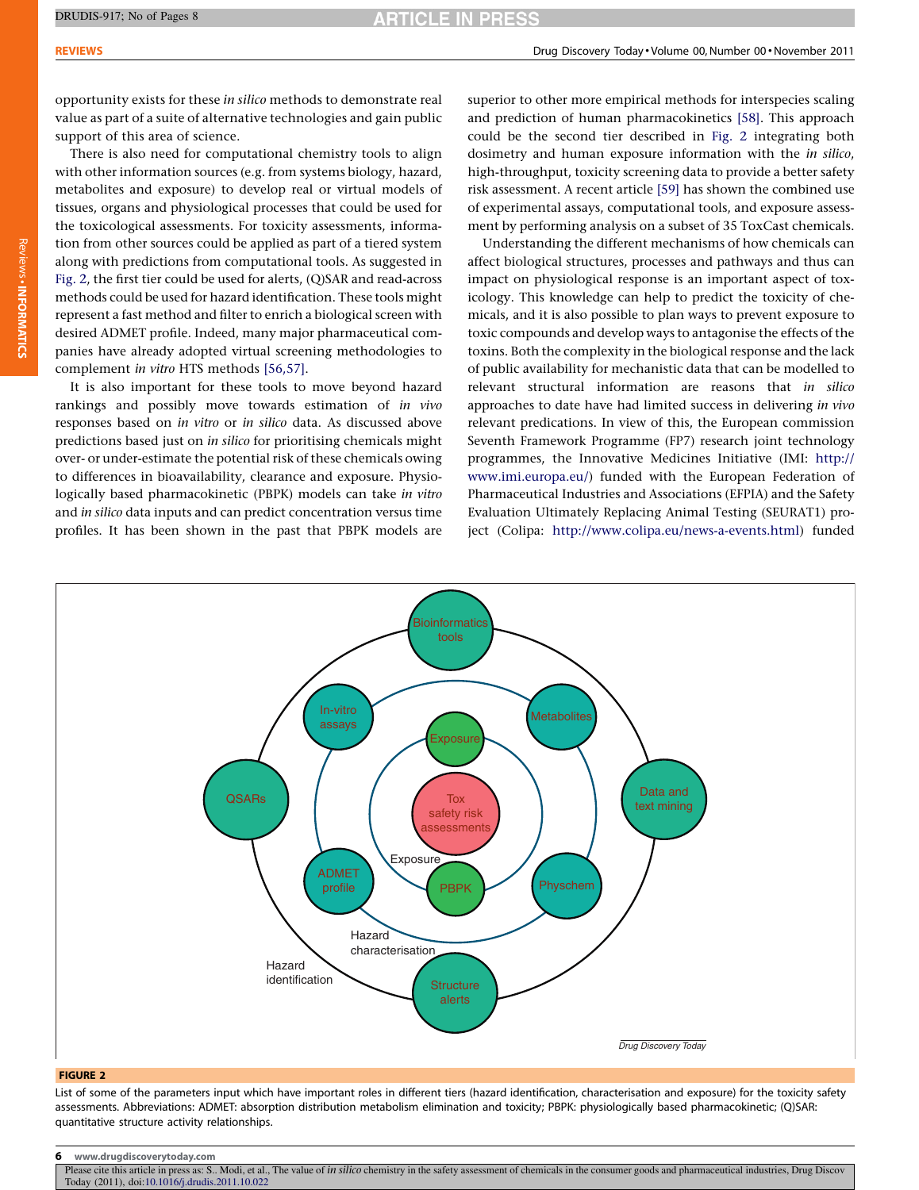opportunity exists for these *in silico* methods to demonstrate real value as part of a suite of alternative technologies and gain public support of this area of science.

There is also need for computational chemistry tools to align with other information sources (e.g. from systems biology, hazard, metabolites and exposure) to develop real or virtual models of tissues, organs and physiological processes that could be used for the toxicological assessments. For toxicity assessments, information from other sources could be applied as part of a tiered system along with predictions from computational tools. As suggested in Fig. 2, the first tier could be used for alerts, (Q)SAR and read-across methods could be used for hazard identification. These tools might represent a fast method and filter to enrich a biological screen with desired ADMET profile. Indeed, many major pharmaceutical companies have already adopted virtual screening methodologies to complement *in vitro* HTS methods [56,57].

It is also important for these tools to move beyond hazard rankings and possibly move towards estimation of *in vivo* responses based on *in vitro* or *in silico* data. As discussed above predictions based just on *in silico* for prioritising chemicals might over- or under-estimate the potential risk of these chemicals owing to differences in bioavailability, clearance and exposure. Physiologically based pharmacokinetic (PBPK) models can take *in vitro* and *in silico* data inputs and can predict concentration versus time profiles. It has been shown in the past that PBPK models are superior to other more empirical methods for interspecies scaling and prediction of human pharmacokinetics [58]. This approach could be the second tier described in Fig. 2 integrating both dosimetry and human exposure information with the *in silico*, high-throughput, toxicity screening data to provide a better safety risk assessment. A recent article [59] has shown the combined use of experimental assays, computational tools, and exposure assessment by performing analysis on a subset of 35 ToxCast chemicals.

Understanding the different mechanisms of how chemicals can affect biological structures, processes and pathways and thus can impact on physiological response is an important aspect of toxicology. This knowledge can help to predict the toxicity of chemicals, and it is also possible to plan ways to prevent exposure to toxic compounds and develop ways to antagonise the effects of the toxins. Both the complexity in the biological response and the lack of public availability for mechanistic data that can be modelled to relevant structural information are reasons that *in silico* approaches to date have had limited success in delivering *in vivo* relevant predications. In view of this, the European commission Seventh Framework Programme (FP7) research joint technology programmes, the Innovative Medicines Initiative (IMI: http://www.imi.europa.eu/) funded with the European Federation of Pharmaceutical Industries and Associations (EFPIA) and the Safety Evaluation Ultimately Replacing Animal Testing (SEURAT1) project (Colipa: http://www.colipa.eu/news-a-events.html) funded

**FIGURE 2**

List of some of the parameters input which have important roles in different tiers (hazard identification, characterisation and exposure) for the toxicity safety assessments. Abbreviations: ADMET: absorption distribution metabolism elimination and toxicity; PBPK: physiologically based pharmacokinetic; (Q)SAR: quantitative structure activity relationships.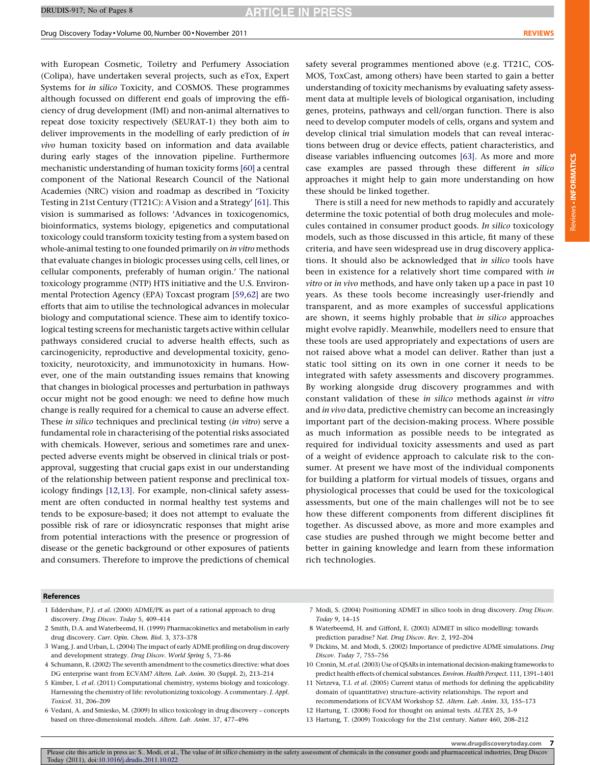with European Cosmetic, Toiletry and Perfumery Association (Colipa), have undertaken several projects, such as eTox, Expert Systems for *in silico* Toxicity, and COSMOS. These programmes although focussed on different end goals of improving the efficiency of drug development (IMI) and non-animal alternatives to repeat dose toxicity respectively (SEURAT-1) they both aim to deliver improvements in the modelling of early prediction of *in vivo* human toxicity based on information and data available during early stages of the innovation pipeline. Furthermore mechanistic understanding of human toxicity forms [60] a central component of the National Research Council of the National Academies (NRC) vision and roadmap as described in 'Toxicity Testing in 21st Century (TT21C): A Vision and a Strategy' [61]. This vision is summarised as follows: 'Advances in toxicogenomics, bioinformatics, systems biology, epigenetics and computational toxicology could transform toxicity testing from a system based on whole-animal testing to one founded primarily on *in vitro* methods that evaluate changes in biologic processes using cells, cell lines, or cellular components, preferably of human origin.' The national toxicology programme (NTP) HTS initiative and the U.S. Environmental Protection Agency (EPA) Toxcast program [59,62] are two efforts that aim to utilise the technological advances in molecular biology and computational science. These aim to identify toxicological testing screens for mechanistic targets active within cellular pathways considered crucial to adverse health effects, such as carcinogenicity, reproductive and developmental toxicity, genotoxicity, neurotoxicity, and immunotoxicity in humans. However, one of the main outstanding issues remains that knowing that changes in biological processes and perturbation in pathways occur might not be good enough: we need to define how much change is really required for a chemical to cause an adverse effect. These *in silico* techniques and preclinical testing (*in vitro*) serve a fundamental role in characterising of the potential risks associated with chemicals. However, serious and sometimes rare and unexpected adverse events might be observed in clinical trials or post-approval, suggesting that crucial gaps exist in our understanding of the relationship between patient response and preclinical toxicology findings [12,13]. For example, non-clinical safety assessment are often conducted in normal healthy test systems and tends to be exposure-based; it does not attempt to evaluate the possible risk of rare or idiosyncratic responses that might arise from potential interactions with the presence or progression of disease or the genetic background or other exposures of patients and consumers. Therefore to improve the predictions of chemical safety several programmes mentioned above (e.g. TT21C, COSMOS, ToxCast, among others) have been started to gain a better understanding of toxicity mechanisms by evaluating safety assessment data at multiple levels of biological organisation, including genes, proteins, pathways and cell/organ function. There is also need to develop computer models of cells, organs and system and develop clinical trial simulation models that can reveal interactions between drug or device effects, patient characteristics, and disease variables influencing outcomes [63]. As more and more case examples are passed through these different *in silico* approaches it might help to gain more understanding on how these should be linked together.

There is still a need for new methods to rapidly and accurately determine the toxic potential of both drug molecules and molecules contained in consumer product goods. *In silico* toxicology models, such as those discussed in this article, fit many of these criteria, and have seen widespread use in drug discovery applications. It should also be acknowledged that *in silico* tools have been in existence for a relatively short time compared with *in vitro* or *in vivo* methods, and have only taken up a pace in past 10 years. As these tools become increasingly user-friendly and transparent, and as more examples of successful applications are shown, it seems highly probable that *in silico* approaches might evolve rapidly. Meanwhile, modellers need to ensure that these tools are used appropriately and expectations of users are not raised above what a model can deliver. Rather than just a static tool sitting on its own in one corner it needs to be integrated with safety assessments and discovery programmes. By working alongside drug discovery programmes and with constant validation of these *in silico* methods against *in vitro* and *in vivo* data, predictive chemistry can become an increasingly important part of the decision-making process. Where possible as much information as possible needs to be integrated as required for individual toxicity assessments and used as part of a weight of evidence approach to calculate risk to the consumer. At present we have most of the individual components for building a platform for virtual models of tissues, organs and physiological processes that could be used for the toxicological assessments, but one of the main challenges will not be to see how these different components from different disciplines fit together. As discussed above, as more and more examples and case studies are pushed through we might become better and better in gaining knowledge and learn from these information rich technologies.

## References

1 Eddershaw, P.J. *et al.* (2000) ADME/PK as part of a rational approach to drug discovery. *Drug Discov. Today* 5, 409–414

2 Smith, D.A. and Waterbeemd, H. (1999) Pharmacokinetics and metabolism in early drug discovery. *Curr. Opin. Chem. Biol.* 3, 373–378

3 Wang, J. and Urban, L. (2004) The impact of early ADME profiling on drug discovery and development strategy. *Drug Discov. World Spring* 5, 73–86

4 Schumann, R. (2002) The seventh amendment to the cosmetics directive: what does DG enterprise want from ECVAM? *Altern. Lab. Anim.* 30 (Suppl. 2), 213–214

5 Kimber, I. *et al.* (2011) Computational chemistry, systems biology and toxicology. Harnessing the chemistry of life: revolutionizing toxicology. A commentary. *J. Appl. Toxicol.* 31, 206–209

6 Vedani, A. and Smiesko, M. (2009) In silico toxicology in drug discovery – concepts based on three-dimensional models. *Altern. Lab. Anim.* 37, 477–496

7 Modi, S. (2004) Positioning ADMET in silico tools in drug discovery. *Drug Discov. Today* 9, 14–15

8 Waterbeemd, H. and Gifford, E. (2003) ADMET in silico modelling: towards prediction paradise? *Nat. Drug Discov. Rev.* 2, 192–204

9 Dickins, M. and Modi, S. (2002) Importance of predictive ADME simulations. *Drug Discov. Today* 7, 755–756

10 Cronin, M. *et al.* (2003) Use of QSARs in international decision-making frameworks to predict health effects of chemical substances. *Environ. Health Perspect.* 111, 1391–1401

11 Netzeva, T.I. *et al.* (2005) Current status of methods for defining the applicability domain of (quantitative) structure–activity relationships. The report and recommendations of ECVAM Workshop 52. *Altern. Lab. Anim.* 33, 155–173

12 Hartung, T. (2008) Food for thought on animal tests. *ALTEX* 25, 3–9

13 Hartung, T. (2009) Toxicology for the 21st century. *Nature* 460, 208–212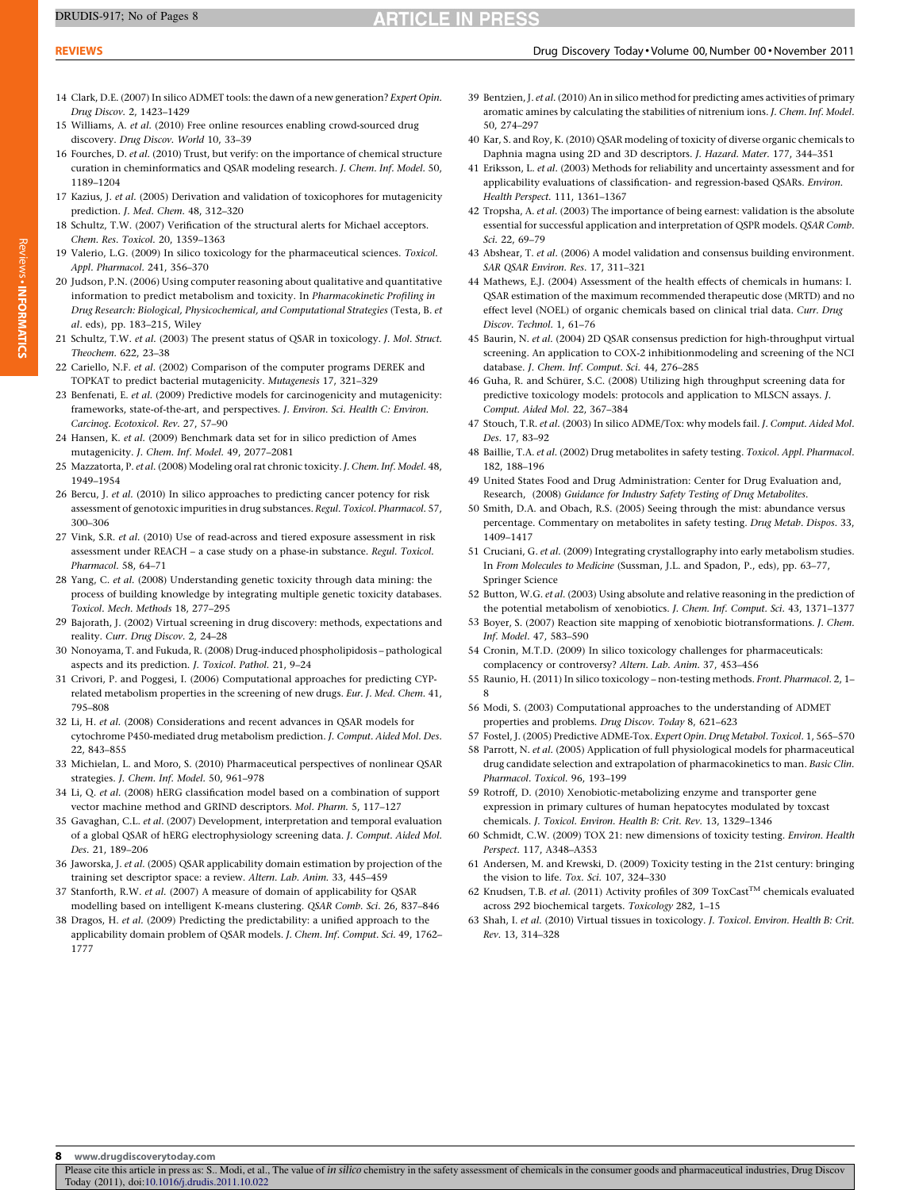14 Clark, D.E. (2007) In silico ADMET tools: the dawn of a new generation? *Expert Opin. Drug Discov.* 2, 1423–1429

15 Williams, A. *et al.* (2010) Free online resources enabling crowd-sourced drug discovery. *Drug Discov. World* 10, 33–39

16 Fourches, D. *et al.* (2010) Trust, but verify: on the importance of chemical structure curation in cheminformatics and QSAR modeling research. *J. Chem. Inf. Model.* 50, 1189–1204

17 Kazius, J. *et al.* (2005) Derivation and validation of toxicophores for mutagenicity prediction. *J. Med. Chem.* 48, 312–320

18 Schultz, T.W. (2007) Verification of the structural alerts for Michael acceptors. *Chem. Res. Toxicol.* 20, 1359–1363

19 Valerio, L.G. (2009) In silico toxicology for the pharmaceutical sciences. *Toxicol. Appl. Pharmacol.* 241, 356–370

20 Judson, P.N. (2006) Using computer reasoning about qualitative and quantitative information to predict metabolism and toxicity. In *Pharmacokinetic Profiling in Drug Research: Biological, Physicochemical, and Computational Strategies* (Testa, B. *et al.* eds), pp. 183–215, Wiley

21 Schultz, T.W. *et al.* (2003) The present status of QSAR in toxicology. *J. Mol. Struct. Theochem.* 622, 23–38

22 Cariello, N.F. *et al.* (2002) Comparison of the computer programs DEREK and TOPKAT to predict bacterial mutagenicity. *Mutagenesis* 17, 321–329

23 Benfenati, E. *et al.* (2009) Predictive models for carcinogenicity and mutagenicity: frameworks, state-of-the-art, and perspectives. *J. Environ. Sci. Health C: Environ. Carcinog. Ecotoxicol. Rev.* 27, 57–90

24 Hansen, K. *et al.* (2009) Benchmark data set for in silico prediction of Ames mutagenicity. *J. Chem. Inf. Model.* 49, 2077–2081

25 Mazzatorta, P. *et al.* (2008) Modeling oral rat chronic toxicity. *J. Chem. Inf. Model.* 48, 1949–1954

26 Bercu, J. *et al.* (2010) In silico approaches to predicting cancer potency for risk assessment of genotoxic impurities in drug substances. *Regul. Toxicol. Pharmacol.* 57, 300–306

27 Vink, S.R. *et al.* (2010) Use of read-across and tiered exposure assessment in risk assessment under REACH – a case study on a phase-in substance. *Regul. Toxicol. Pharmacol.* 58, 64–71

28 Yang, C. *et al.* (2008) Understanding genetic toxicity through data mining: the process of building knowledge by integrating multiple genetic toxicity databases. *Toxicol. Mech. Methods* 18, 277–295

29 Bajorath, J. (2002) Virtual screening in drug discovery: methods, expectations and reality. *Curr. Drug Discov.* 2, 24–28

30 Nonoyama, T. and Fukuda, R. (2008) Drug-induced phospholipidosis – pathological aspects and its prediction. *J. Toxicol. Pathol.* 21, 9–24

31 Crivori, P. and Poggesi, I. (2006) Computational approaches for predicting CYP-related metabolism properties in the screening of new drugs. *Eur. J. Med. Chem.* 41, 795–808

32 Li, H. *et al.* (2008) Considerations and recent advances in QSAR models for cytochrome P450-mediated drug metabolism prediction. *J. Comput. Aided Mol. Des.* 22, 843–855

33 Michielan, L. and Moro, S. (2010) Pharmaceutical perspectives of nonlinear QSAR strategies. *J. Chem. Inf. Model.* 50, 961–978

34 Li, Q. *et al.* (2008) hERG classification model based on a combination of support vector machine method and GRIND descriptors. *Mol. Pharm.* 5, 117–127

35 Gavaghan, C.L. *et al.* (2007) Development, interpretation and temporal evaluation of a global QSAR of hERG electrophysiology screening data. *J. Comput. Aided Mol. Des.* 21, 189–206

36 Jaworska, J. *et al.* (2005) QSAR applicability domain estimation by projection of the training set descriptor space: a review. *Altern. Lab. Anim.* 33, 445–459

37 Stanforth, R.W. *et al.* (2007) A measure of domain of applicability for QSAR modelling based on intelligent K-means clustering. *QSAR Comb. Sci.* 26, 837–846

38 Dragos, H. *et al.* (2009) Predicting the predictability: a unified approach to the applicability domain problem of QSAR models. *J. Chem. Inf. Comput. Sci.* 49, 1762–1777

39 Bentzien, J. *et al.* (2010) An in silico method for predicting ames activities of primary aromatic amines by calculating the stabilities of nitrenium ions. *J. Chem. Inf. Model.* 50, 274–297

40 Kar, S. and Roy, K. (2010) QSAR modeling of toxicity of diverse organic chemicals to Daphnia magna using 2D and 3D descriptors. *J. Hazard. Mater.* 177, 344–351

41 Eriksson, L. *et al.* (2003) Methods for reliability and uncertainty assessment and for applicability evaluations of classification- and regression-based QSARs. *Environ. Health Perspect.* 111, 1361–1367

42 Tropsha, A. *et al.* (2003) The importance of being earnest: validation is the absolute essential for successful application and interpretation of QSPR models. *QSAR Comb. Sci.* 22, 69–79

43 Abshear, T. *et al.* (2006) A model validation and consensus building environment. *SAR QSAR Environ. Res.* 17, 311–321

44 Mathews, E.J. (2004) Assessment of the health effects of chemicals in humans: I. QSAR estimation of the maximum recommended therapeutic dose (MRTD) and no effect level (NOEL) of organic chemicals based on clinical trial data. *Curr. Drug Discov. Technol.* 1, 61–76

45 Baurin, N. *et al.* (2004) 2D QSAR consensus prediction for high-throughput virtual screening. An application to COX-2 inhibitionmodeling and screening of the NCI database. *J. Chem. Inf. Comput. Sci.* 44, 276–285

46 Guha, R. and Schürer, S.C. (2008) Utilizing high throughput screening data for predictive toxicology models: protocols and application to MLSCN assays. *J. Comput. Aided Mol.* 22, 367–384

47 Stouch, T.R. *et al.* (2003) In silico ADME/Tox: why models fail. *J. Comput. Aided Mol. Des.* 17, 83–92

48 Baillie, T.A. *et al.* (2002) Drug metabolites in safety testing. *Toxicol. Appl. Pharmacol.* 182, 188–196

49 United States Food and Drug Administration: Center for Drug Evaluation and, Research, (2008) *Guidance for Industry Safety Testing of Drug Metabolites*.

50 Smith, D.A. and Obach, R.S. (2005) Seeing through the mist: abundance versus percentage. Commentary on metabolites in safety testing. *Drug Metab. Dispos.* 33, 1409–1417

51 Cruciani, G. *et al.* (2009) Integrating crystallography into early metabolism studies. In *From Molecules to Medicine* (Sussman, J.L. and Spadon, P., eds), pp. 63–77, Springer Science

52 Button, W.G. *et al.* (2003) Using absolute and relative reasoning in the prediction of the potential metabolism of xenobiotics. *J. Chem. Inf. Comput. Sci.* 43, 1371–1377

53 Boyer, S. (2007) Reaction site mapping of xenobiotic biotransformations. *J. Chem. Inf. Model.* 47, 583–590

54 Cronin, M.T.D. (2009) In silico toxicology challenges for pharmaceuticals: complacency or controversy? *Altern. Lab. Anim.* 37, 453–456

55 Raunio, H. (2011) In silico toxicology – non-testing methods. *Front. Pharmacol.* 2, 1–8

56 Modi, S. (2003) Computational approaches to the understanding of ADMET properties and problems. *Drug Discov. Today* 8, 621–623

57 Fostel, J. (2005) Predictive ADME-Tox. *Expert Opin. Drug Metabol. Toxicol.* 1, 565–570

58 Parrott, N. *et al.* (2005) Application of full physiological models for pharmaceutical drug candidate selection and extrapolation of pharmacokinetics to man. *Basic Clin. Pharmacol. Toxicol.* 96, 193–199

59 Rotroff, D. (2010) Xenobiotic-metabolizing enzyme and transporter gene expression in primary cultures of human hepatocytes modulated by toxcast chemicals. *J. Toxicol. Environ. Health B: Crit. Rev.* 13, 1329–1346

60 Schmidt, C.W. (2009) TOX 21: new dimensions of toxicity testing. *Environ. Health Perspect.* 117, A348–A353

61 Andersen, M. and Krewski, D. (2009) Toxicity testing in the 21st century: bringing the vision to life. *Tox. Sci.* 107, 324–330

62 Knudsen, T.B. *et al.* (2011) Activity profiles of 309 ToxCast™ chemicals evaluated across 292 biochemical targets. *Toxicology* 282, 1–15

63 Shah, I. *et al.* (2010) Virtual tissues in toxicology. *J. Toxicol. Environ. Health B: Crit. Rev.* 13, 314–328